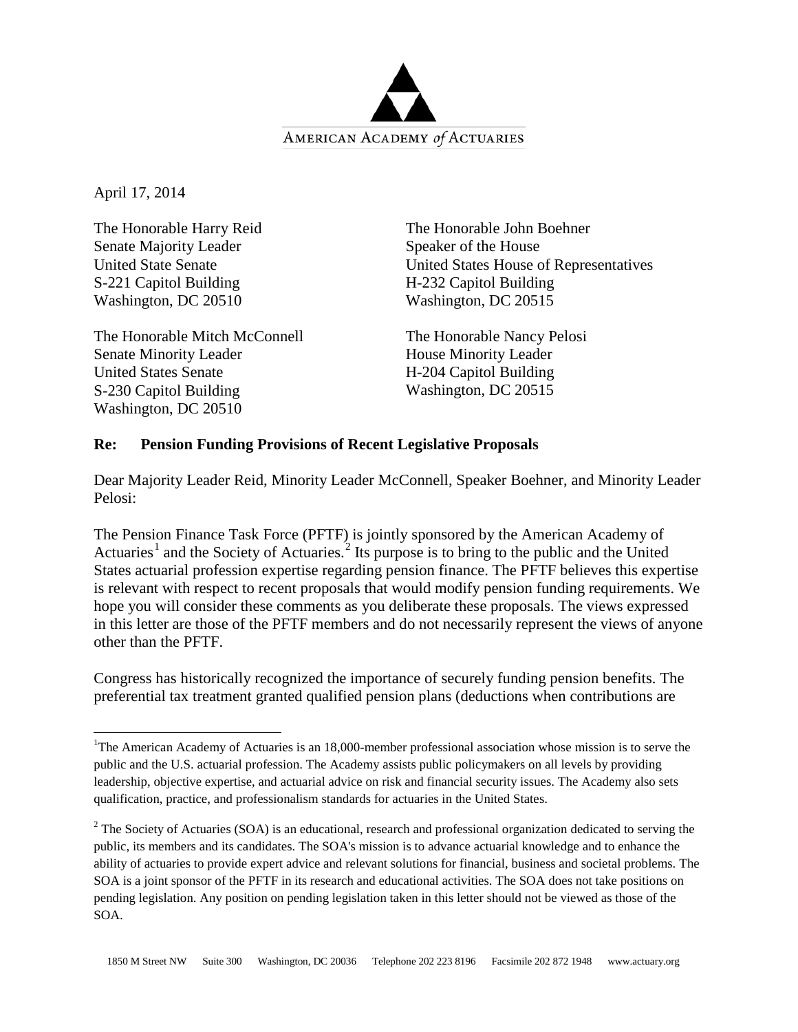AMERICAN ACADEMY *of* ACTUARIES

April 17, 2014

The Honorable Harry Reid
Senate Majority Leader
United State Senate
S-221 Capitol Building
Washington, DC 20510

The Honorable Mitch McConnell
Senate Minority Leader
United States Senate
S-230 Capitol Building
Washington, DC 20510

The Honorable John Boehner
Speaker of the House
United States House of Representatives
H-232 Capitol Building
Washington, DC 20515

The Honorable Nancy Pelosi
House Minority Leader
H-204 Capitol Building
Washington, DC 20515

**Re: Pension Funding Provisions of Recent Legislative Proposals**

Dear Majority Leader Reid, Minority Leader McConnell, Speaker Boehner, and Minority Leader Pelosi:

The Pension Finance Task Force (PFTF) is jointly sponsored by the American Academy of Actuaries[1] and the Society of Actuaries.[2] Its purpose is to bring to the public and the United States actuarial profession expertise regarding pension finance. The PFTF believes this expertise is relevant with respect to recent proposals that would modify pension funding requirements. We hope you will consider these comments as you deliberate these proposals. The views expressed in this letter are those of the PFTF members and do not necessarily represent the views of anyone other than the PFTF.

Congress has historically recognized the importance of securely funding pension benefits. The preferential tax treatment granted qualified pension plans (deductions when contributions are

[1] The American Academy of Actuaries is an 18,000-member professional association whose mission is to serve the public and the U.S. actuarial profession. The Academy assists public policymakers on all levels by providing leadership, objective expertise, and actuarial advice on risk and financial security issues. The Academy also sets qualification, practice, and professionalism standards for actuaries in the United States.

[2] The Society of Actuaries (SOA) is an educational, research and professional organization dedicated to serving the public, its members and its candidates. The SOA's mission is to advance actuarial knowledge and to enhance the ability of actuaries to provide expert advice and relevant solutions for financial, business and societal problems. The SOA is a joint sponsor of the PFTF in its research and educational activities. The SOA does not take positions on pending legislation. Any position on pending legislation taken in this letter should not be viewed as those of the SOA.

1850 M Street NW Suite 300 Washington, DC 20036 Telephone 202 223 8196 Facsimile 202 872 1948 www.actuary.org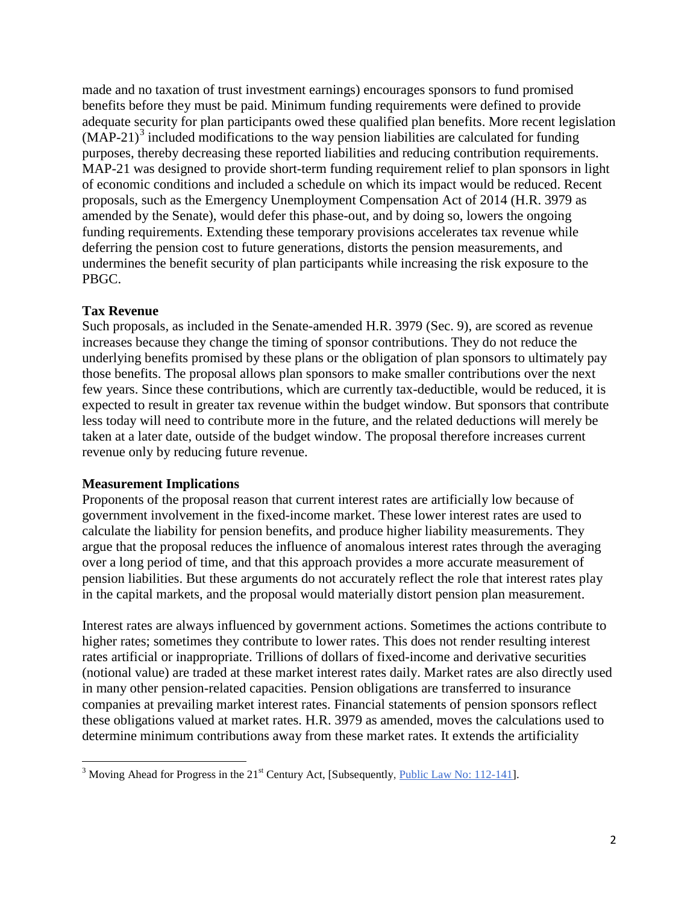made and no taxation of trust investment earnings) encourages sponsors to fund promised benefits before they must be paid. Minimum funding requirements were defined to provide adequate security for plan participants owed these qualified plan benefits. More recent legislation (MAP-21)[3] included modifications to the way pension liabilities are calculated for funding purposes, thereby decreasing these reported liabilities and reducing contribution requirements. MAP-21 was designed to provide short-term funding requirement relief to plan sponsors in light of economic conditions and included a schedule on which its impact would be reduced. Recent proposals, such as the Emergency Unemployment Compensation Act of 2014 (H.R. 3979 as amended by the Senate), would defer this phase-out, and by doing so, lowers the ongoing funding requirements. Extending these temporary provisions accelerates tax revenue while deferring the pension cost to future generations, distorts the pension measurements, and undermines the benefit security of plan participants while increasing the risk exposure to the PBGC.

**Tax Revenue**

Such proposals, as included in the Senate-amended H.R. 3979 (Sec. 9), are scored as revenue increases because they change the timing of sponsor contributions. They do not reduce the underlying benefits promised by these plans or the obligation of plan sponsors to ultimately pay those benefits. The proposal allows plan sponsors to make smaller contributions over the next few years. Since these contributions, which are currently tax-deductible, would be reduced, it is expected to result in greater tax revenue within the budget window. But sponsors that contribute less today will need to contribute more in the future, and the related deductions will merely be taken at a later date, outside of the budget window. The proposal therefore increases current revenue only by reducing future revenue.

**Measurement Implications**

Proponents of the proposal reason that current interest rates are artificially low because of government involvement in the fixed-income market. These lower interest rates are used to calculate the liability for pension benefits, and produce higher liability measurements. They argue that the proposal reduces the influence of anomalous interest rates through the averaging over a long period of time, and that this approach provides a more accurate measurement of pension liabilities. But these arguments do not accurately reflect the role that interest rates play in the capital markets, and the proposal would materially distort pension plan measurement.

Interest rates are always influenced by government actions. Sometimes the actions contribute to higher rates; sometimes they contribute to lower rates. This does not render resulting interest rates artificial or inappropriate. Trillions of dollars of fixed-income and derivative securities (notional value) are traded at these market interest rates daily. Market rates are also directly used in many other pension-related capacities. Pension obligations are transferred to insurance companies at prevailing market interest rates. Financial statements of pension sponsors reflect these obligations valued at market rates. H.R. 3979 as amended, moves the calculations used to determine minimum contributions away from these market rates. It extends the artificiality

[3] Moving Ahead for Progress in the 21st Century Act, [Subsequently, Public Law No: 112-141].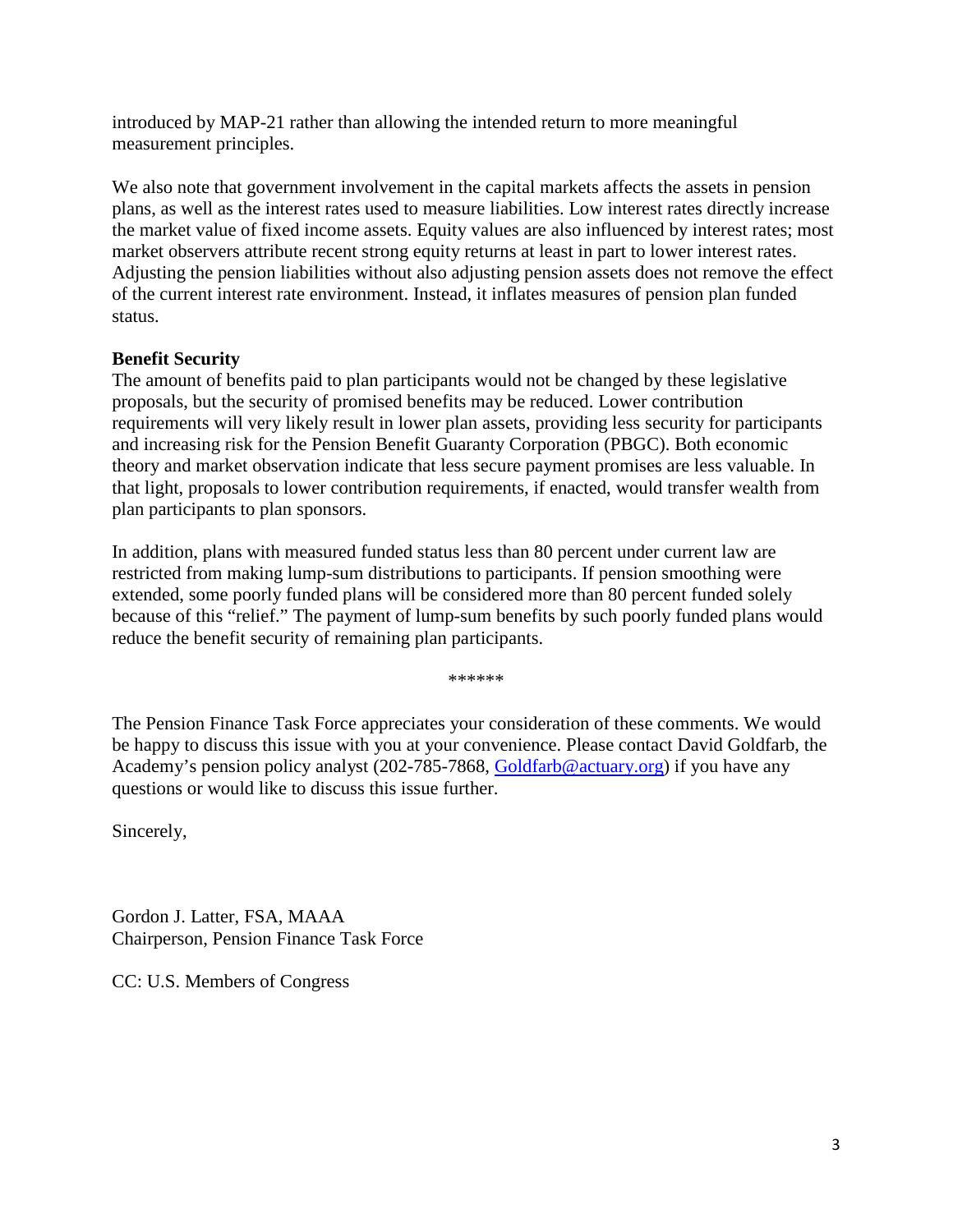introduced by MAP-21 rather than allowing the intended return to more meaningful measurement principles.

We also note that government involvement in the capital markets affects the assets in pension plans, as well as the interest rates used to measure liabilities. Low interest rates directly increase the market value of fixed income assets. Equity values are also influenced by interest rates; most market observers attribute recent strong equity returns at least in part to lower interest rates. Adjusting the pension liabilities without also adjusting pension assets does not remove the effect of the current interest rate environment. Instead, it inflates measures of pension plan funded status.

**Benefit Security**

The amount of benefits paid to plan participants would not be changed by these legislative proposals, but the security of promised benefits may be reduced. Lower contribution requirements will very likely result in lower plan assets, providing less security for participants and increasing risk for the Pension Benefit Guaranty Corporation (PBGC). Both economic theory and market observation indicate that less secure payment promises are less valuable. In that light, proposals to lower contribution requirements, if enacted, would transfer wealth from plan participants to plan sponsors.

In addition, plans with measured funded status less than 80 percent under current law are restricted from making lump-sum distributions to participants. If pension smoothing were extended, some poorly funded plans will be considered more than 80 percent funded solely because of this "relief." The payment of lump-sum benefits by such poorly funded plans would reduce the benefit security of remaining plan participants.

******

The Pension Finance Task Force appreciates your consideration of these comments. We would be happy to discuss this issue with you at your convenience. Please contact David Goldfarb, the Academy's pension policy analyst (202-785-7868, Goldfarb@actuary.org) if you have any questions or would like to discuss this issue further.

Sincerely,

Gordon J. Latter, FSA, MAAA
Chairperson, Pension Finance Task Force

CC: U.S. Members of Congress